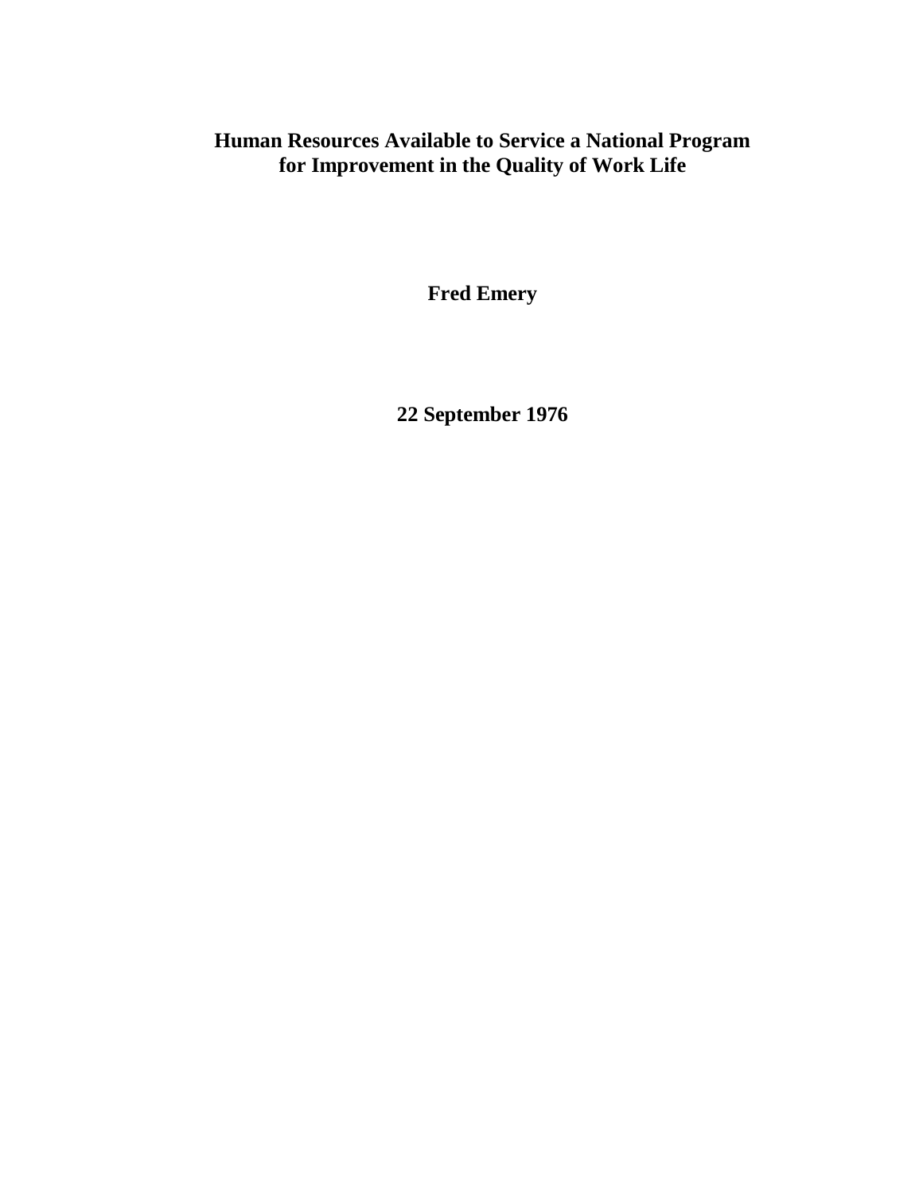# Human Resources Available to Service a National Program for Improvement in the Quality of Work Life

**Fred Emery**

**22 September 1976**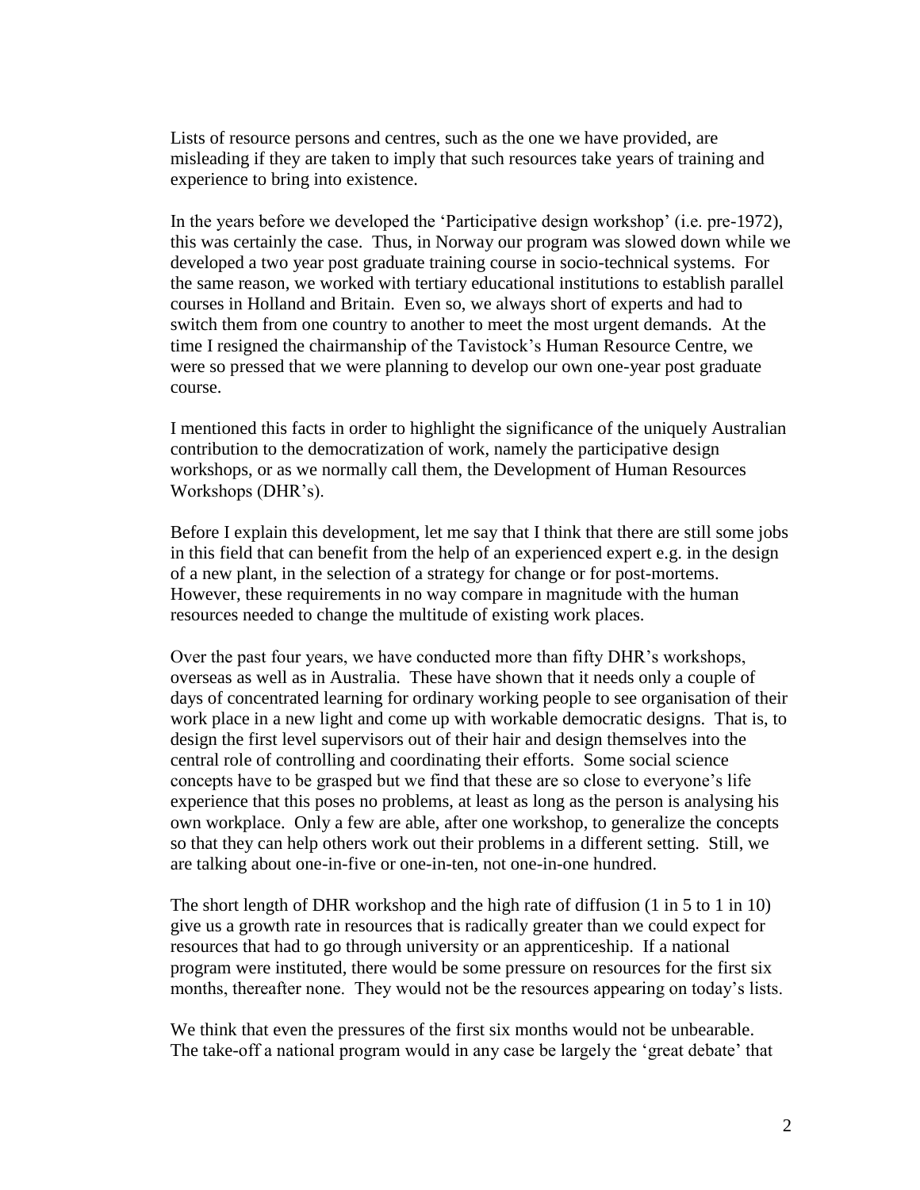Lists of resource persons and centres, such as the one we have provided, are misleading if they are taken to imply that such resources take years of training and experience to bring into existence.

In the years before we developed the 'Participative design workshop' (i.e. pre-1972), this was certainly the case. Thus, in Norway our program was slowed down while we developed a two year post graduate training course in socio-technical systems. For the same reason, we worked with tertiary educational institutions to establish parallel courses in Holland and Britain. Even so, we always short of experts and had to switch them from one country to another to meet the most urgent demands. At the time I resigned the chairmanship of the Tavistock's Human Resource Centre, we were so pressed that we were planning to develop our own one-year post graduate course.

I mentioned this facts in order to highlight the significance of the uniquely Australian contribution to the democratization of work, namely the participative design workshops, or as we normally call them, the Development of Human Resources Workshops (DHR's).

Before I explain this development, let me say that I think that there are still some jobs in this field that can benefit from the help of an experienced expert e.g. in the design of a new plant, in the selection of a strategy for change or for post-mortems. However, these requirements in no way compare in magnitude with the human resources needed to change the multitude of existing work places.

Over the past four years, we have conducted more than fifty DHR's workshops, overseas as well as in Australia. These have shown that it needs only a couple of days of concentrated learning for ordinary working people to see organisation of their work place in a new light and come up with workable democratic designs. That is, to design the first level supervisors out of their hair and design themselves into the central role of controlling and coordinating their efforts. Some social science concepts have to be grasped but we find that these are so close to everyone's life experience that this poses no problems, at least as long as the person is analysing his own workplace. Only a few are able, after one workshop, to generalize the concepts so that they can help others work out their problems in a different setting. Still, we are talking about one-in-five or one-in-ten, not one-in-one hundred.

The short length of DHR workshop and the high rate of diffusion (1 in 5 to 1 in 10) give us a growth rate in resources that is radically greater than we could expect for resources that had to go through university or an apprenticeship. If a national program were instituted, there would be some pressure on resources for the first six months, thereafter none. They would not be the resources appearing on today's lists.

We think that even the pressures of the first six months would not be unbearable. The take-off a national program would in any case be largely the 'great debate' that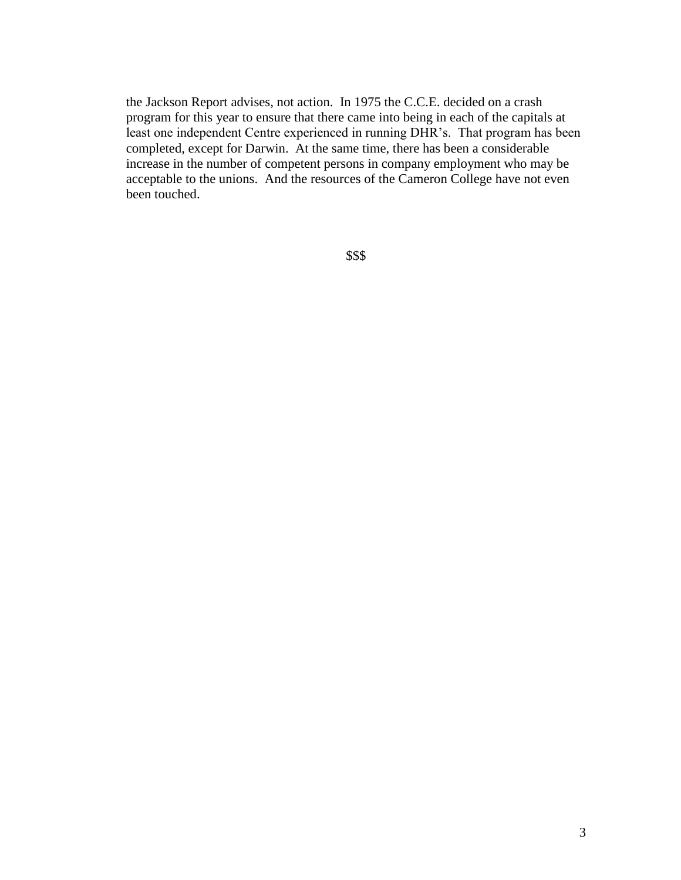the Jackson Report advises, not action. In 1975 the C.C.E. decided on a crash program for this year to ensure that there came into being in each of the capitals at least one independent Centre experienced in running DHR's. That program has been completed, except for Darwin. At the same time, there has been a considerable increase in the number of competent persons in company employment who may be acceptable to the unions. And the resources of the Cameron College have not even been touched.

$$$